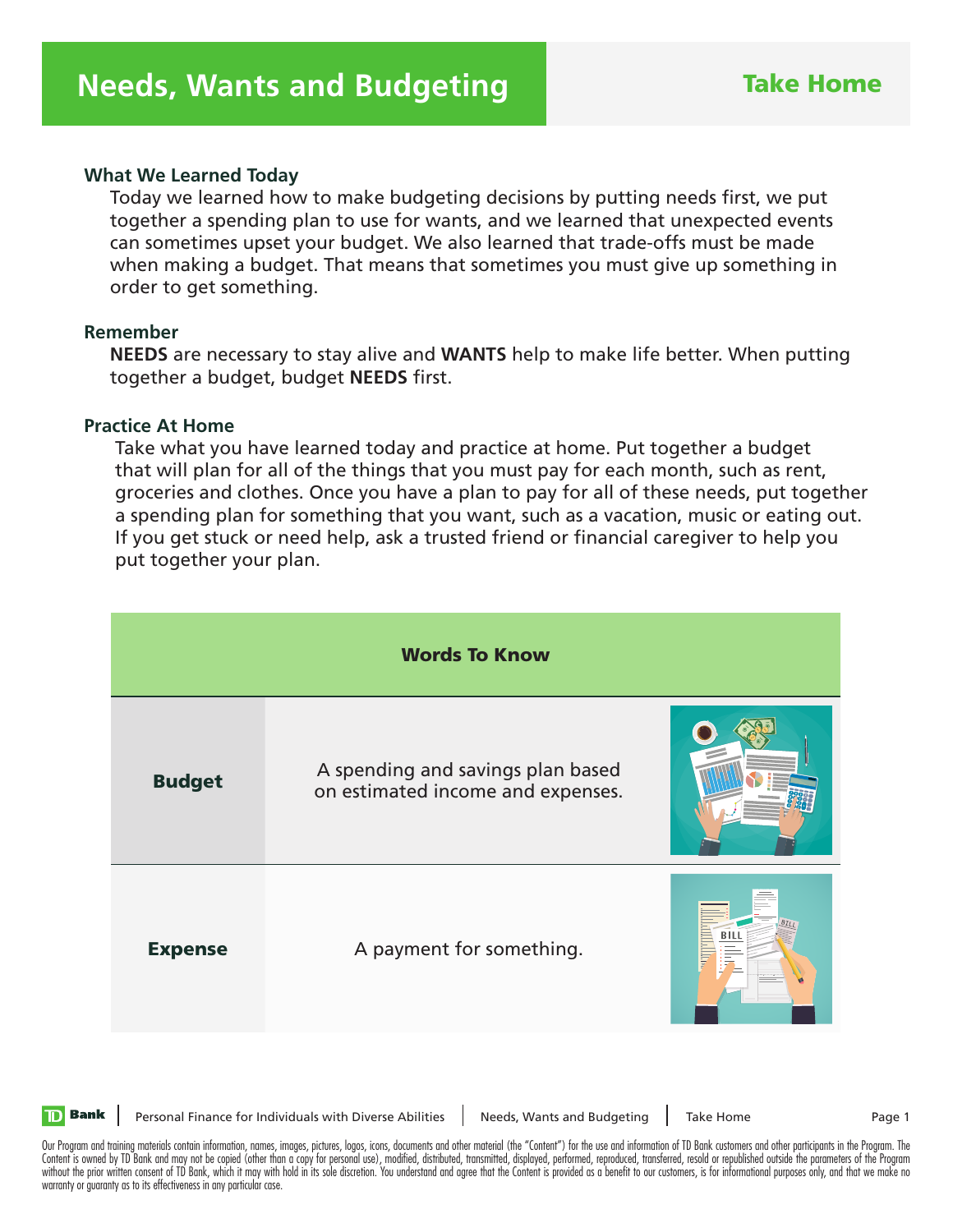# Needs, Wants and Budgeting

**Take Home**

### What We Learned Today

Today we learned how to make budgeting decisions by putting needs first, we put together a spending plan to use for wants, and we learned that unexpected events can sometimes upset your budget. We also learned that trade-offs must be made when making a budget. That means that sometimes you must give up something in order to get something.

### Remember

**NEEDS** are necessary to stay alive and **WANTS** help to make life better. When putting together a budget, budget **NEEDS** first.

### Practice At Home

Take what you have learned today and practice at home. Put together a budget that will plan for all of the things that you must pay for each month, such as rent, groceries and clothes. Once you have a plan to pay for all of these needs, put together a spending plan for something that you want, such as a vacation, music or eating out. If you get stuck or need help, ask a trusted friend or financial caregiver to help you put together your plan.

| Words To Know | |
|---|---|
| **Budget** | A spending and savings plan based on estimated income and expenses. |
| **Expense** | A payment for something. |

Our Program and training materials contain information, names, images, pictures, logos, icons, documents and other material (the "Content") for the use and information of TD Bank customers and other participants in the Program. The Content is owned by TD Bank and may not be copied (other than a copy for personal use), modified, distributed, transmitted, displayed, performed, reproduced, transferred, resold or republished outside the parameters of the Program without the prior written consent of TD Bank, which it may with hold in its sole discretion. You understand and agree that the Content is provided as a benefit to our customers, is for informational purposes only, and that we make no warranty or guaranty as to its effectiveness in any particular case.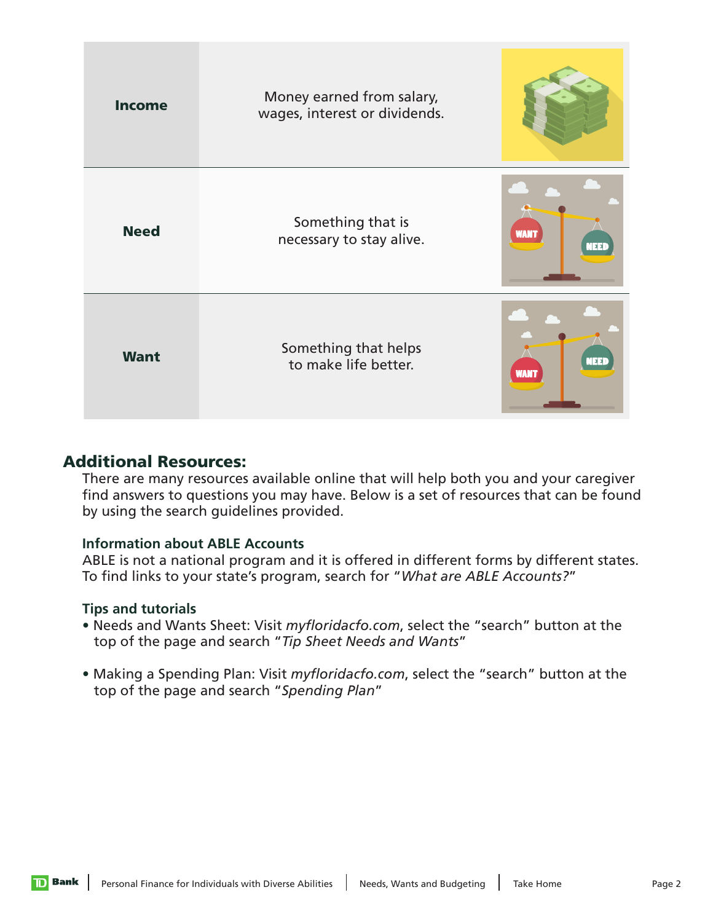| | | |
|---|---|---|
| **Income** | Money earned from salary, wages, interest or dividends. | |
| **Need** | Something that is necessary to stay alive. | |
| **Want** | Something that helps to make life better. | |

## Additional Resources:

There are many resources available online that will help both you and your caregiver find answers to questions you may have. Below is a set of resources that can be found by using the search guidelines provided.

### Information about ABLE Accounts

ABLE is not a national program and it is offered in different forms by different states. To find links to your state's program, search for "*What are ABLE Accounts?*"

### Tips and tutorials

- Needs and Wants Sheet: Visit *myfloridacfo.com*, select the "search" button at the top of the page and search "*Tip Sheet Needs and Wants*"
- Making a Spending Plan: Visit *myfloridacfo.com*, select the "search" button at the top of the page and search "*Spending Plan*"